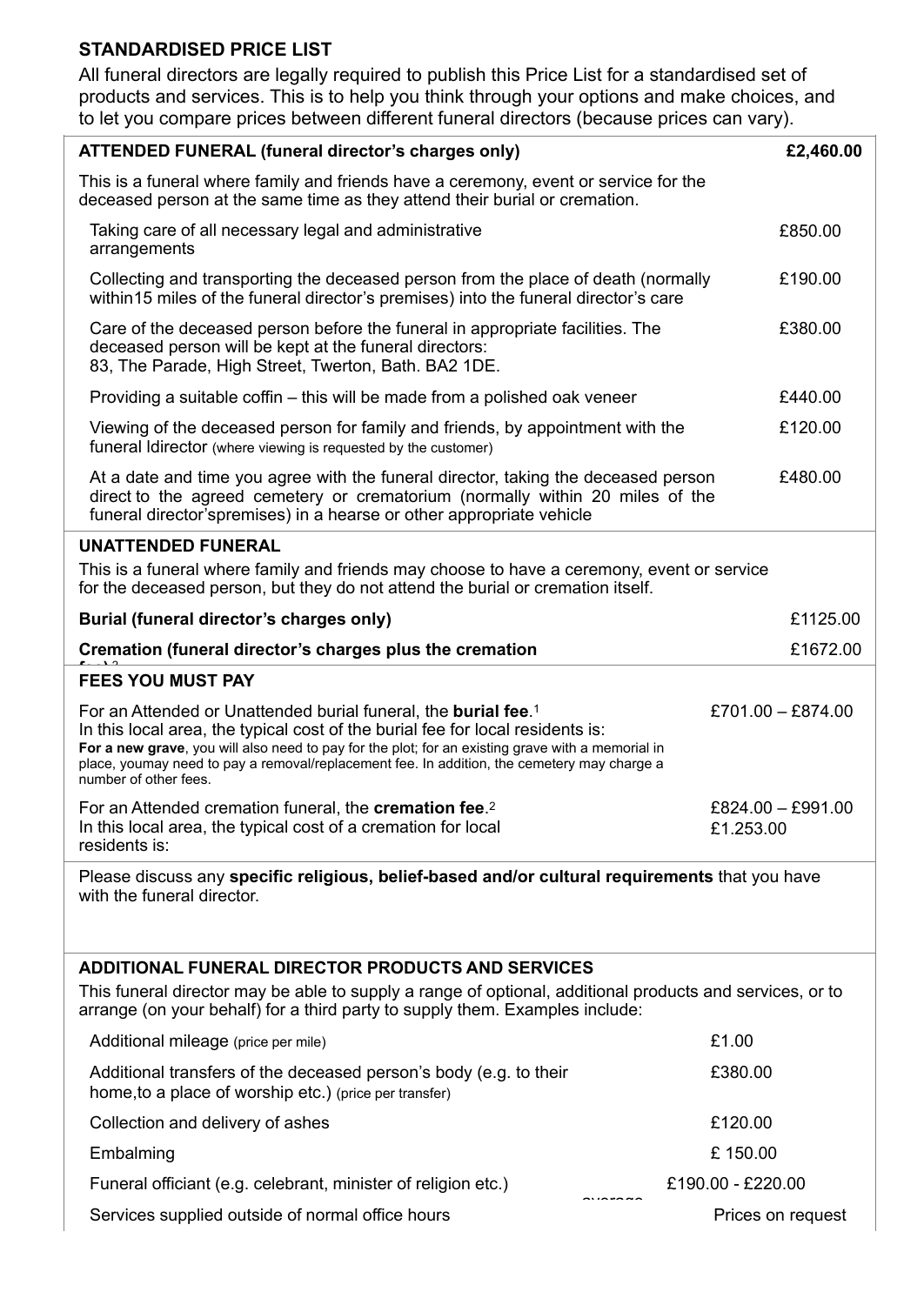## STANDARDISED PRICE LIST

All funeral directors are legally required to publish this Price List for a standardised set of products and services. This is to help you think through your options and make choices, and to let you compare prices between different funeral directors (because prices can vary).

| | |
|---|---|
| **ATTENDED FUNERAL (funeral director's charges only)** | **£2,460.00** |
| This is a funeral where family and friends have a ceremony, event or service for the deceased person at the same time as they attend their burial or cremation. | |
| Taking care of all necessary legal and administrative arrangements | £850.00 |
| Collecting and transporting the deceased person from the place of death (normally within15 miles of the funeral director's premises) into the funeral director's care | £190.00 |
| Care of the deceased person before the funeral in appropriate facilities. The deceased person will be kept at the funeral directors: 83, The Parade, High Street, Twerton, Bath. BA2 1DE. | £380.00 |
| Providing a suitable coffin – this will be made from a polished oak veneer | £440.00 |
| Viewing of the deceased person for family and friends, by appointment with the funeral Idirector (where viewing is requested by the customer) | £120.00 |
| At a date and time you agree with the funeral director, taking the deceased person direct to the agreed cemetery or crematorium (normally within 20 miles of the funeral director'spremises) in a hearse or other appropriate vehicle | £480.00 |
| **UNATTENDED FUNERAL** | |
| This is a funeral where family and friends may choose to have a ceremony, event or service for the deceased person, but they do not attend the burial or cremation itself. | |
| **Burial (funeral director's charges only)** | £1125.00 |
| **Cremation (funeral director's charges plus the cremation fee)**[2] | £1672.00 |
| **FEES YOU MUST PAY** | |
| For an Attended or Unattended burial funeral, the **burial fee**.[1] In this local area, the typical cost of the burial fee for local residents is: **For a new grave**, you will also need to pay for the plot; for an existing grave with a memorial in place, youmay need to pay a removal/replacement fee. In addition, the cemetery may charge a number of other fees. | £701.00 – £874.00 |
| For an Attended cremation funeral, the **cremation fee**.[2] In this local area, the typical cost of a cremation for local residents is: | £824.00 – £991.00 £1.253.00 |
| Please discuss any **specific religious, belief-based and/or cultural requirements** that you have with the funeral director. | |

### ADDITIONAL FUNERAL DIRECTOR PRODUCTS AND SERVICES

This funeral director may be able to supply a range of optional, additional products and services, or to arrange (on your behalf) for a third party to supply them. Examples include:

| | |
|---|---|
| Additional mileage (price per mile) | £1.00 |
| Additional transfers of the deceased person's body (e.g. to their home,to a place of worship etc.) (price per transfer) | £380.00 |
| Collection and delivery of ashes | £120.00 |
| Embalming | £ 150.00 |
| Funeral officiant (e.g. celebrant, minister of religion etc.) average | £190.00 - £220.00 |
| Services supplied outside of normal office hours | Prices on request |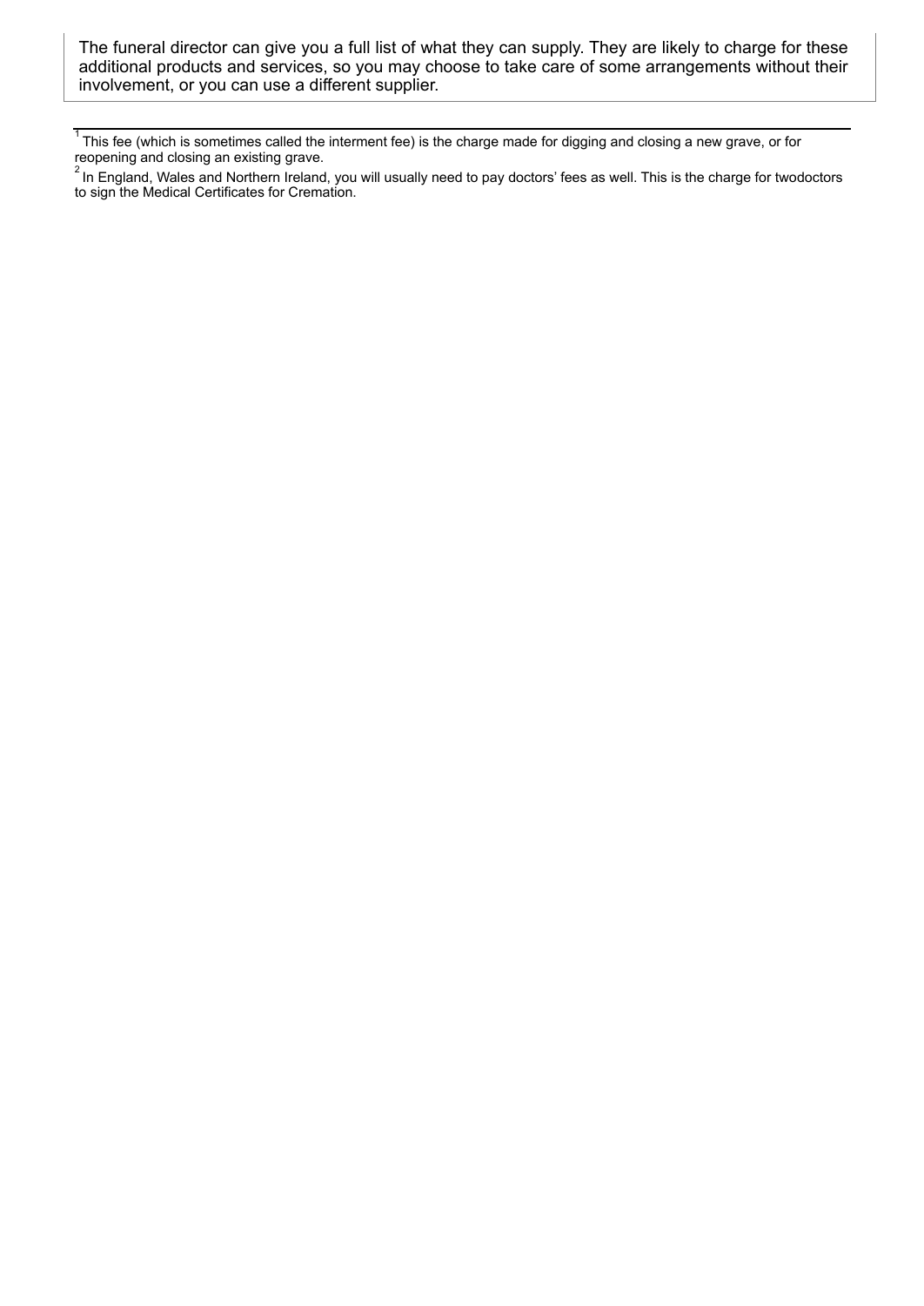The funeral director can give you a full list of what they can supply. They are likely to charge for these additional products and services, so you may choose to take care of some arrangements without their involvement, or you can use a different supplier.

---

[1] This fee (which is sometimes called the interment fee) is the charge made for digging and closing a new grave, or for reopening and closing an existing grave.

[2] In England, Wales and Northern Ireland, you will usually need to pay doctors' fees as well. This is the charge for twodoctors to sign the Medical Certificates for Cremation.